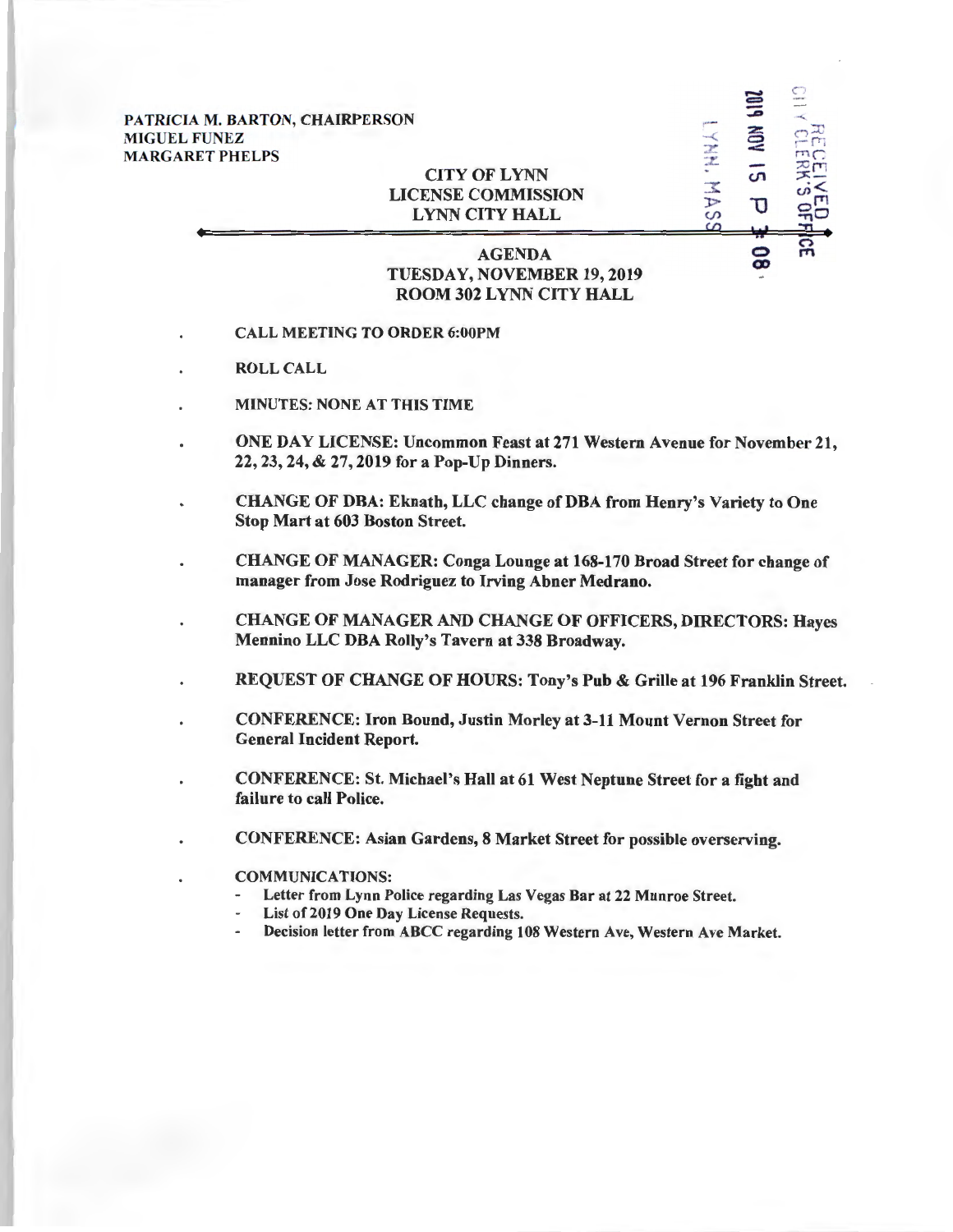PATRICIA M. BARTON, CHAIRPERSON
MIGUEL FUNEZ
MARGARET PHELPS

RECEIVED
CITY CLERK'S OFFICE
LYNN, MASS
2019 NOV 15 P 3:08

# CITY OF LYNN
# LICENSE COMMISSION
# LYNN CITY HALL

---

## AGENDA
## TUESDAY, NOVEMBER 19, 2019
## ROOM 302 LYNN CITY HALL

- **CALL MEETING TO ORDER 6:00PM**

- **ROLL CALL**

- **MINUTES: NONE AT THIS TIME**

- **ONE DAY LICENSE: Uncommon Feast at 271 Western Avenue for November 21, 22, 23, 24, & 27, 2019 for a Pop-Up Dinners.**

- **CHANGE OF DBA: Eknath, LLC change of DBA from Henry's Variety to One Stop Mart at 603 Boston Street.**

- **CHANGE OF MANAGER: Conga Lounge at 168-170 Broad Street for change of manager from Jose Rodriguez to Irving Abner Medrano.**

- **CHANGE OF MANAGER AND CHANGE OF OFFICERS, DIRECTORS: Hayes Mennino LLC DBA Rolly's Tavern at 338 Broadway.**

- **REQUEST OF CHANGE OF HOURS: Tony's Pub & Grille at 196 Franklin Street.**

- **CONFERENCE: Iron Bound, Justin Morley at 3-11 Mount Vernon Street for General Incident Report.**

- **CONFERENCE: St. Michael's Hall at 61 West Neptune Street for a fight and failure to call Police.**

- **CONFERENCE: Asian Gardens, 8 Market Street for possible overserving.**

- **COMMUNICATIONS:**
  - Letter from Lynn Police regarding Las Vegas Bar at 22 Munroe Street.
  - List of 2019 One Day License Requests.
  - Decision letter from ABCC regarding 108 Western Ave, Western Ave Market.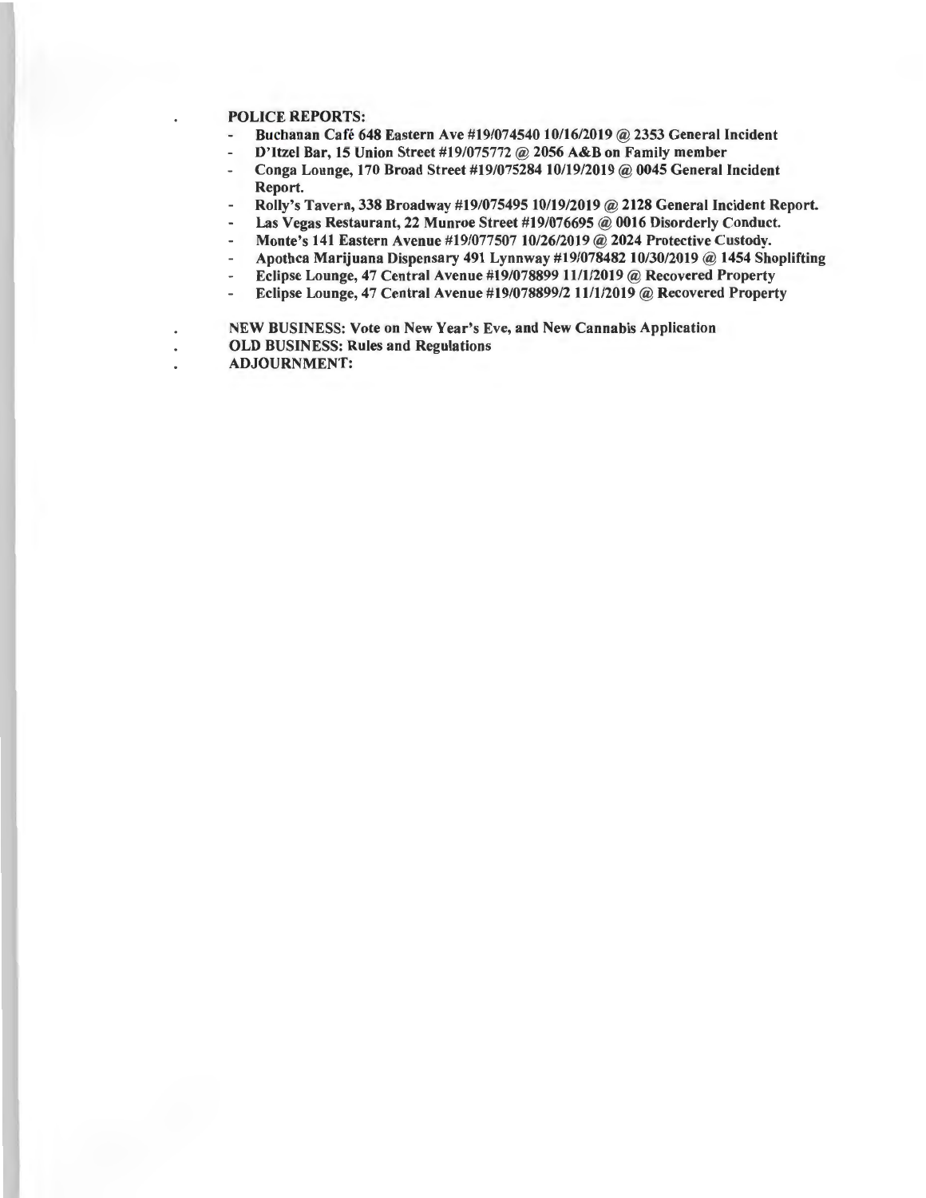- **POLICE REPORTS:**
  - **Buchanan Café 648 Eastern Ave #19/074540 10/16/2019 @ 2353 General Incident**
  - **D'Itzel Bar, 15 Union Street #19/075772 @ 2056 A&B on Family member**
  - **Conga Lounge, 170 Broad Street #19/075284 10/19/2019 @ 0045 General Incident Report.**
  - **Rolly's Tavern, 338 Broadway #19/075495 10/19/2019 @ 2128 General Incident Report.**
  - **Las Vegas Restaurant, 22 Munroe Street #19/076695 @ 0016 Disorderly Conduct.**
  - **Monte's 141 Eastern Avenue #19/077507 10/26/2019 @ 2024 Protective Custody.**
  - **Apothca Marijuana Dispensary 491 Lynnway #19/078482 10/30/2019 @ 1454 Shoplifting**
  - **Eclipse Lounge, 47 Central Avenue #19/078899 11/1/2019 @ Recovered Property**
  - **Eclipse Lounge, 47 Central Avenue #19/078899/2 11/1/2019 @ Recovered Property**

- **NEW BUSINESS: Vote on New Year's Eve, and New Cannabis Application**
- **OLD BUSINESS: Rules and Regulations**
- **ADJOURNMENT:**